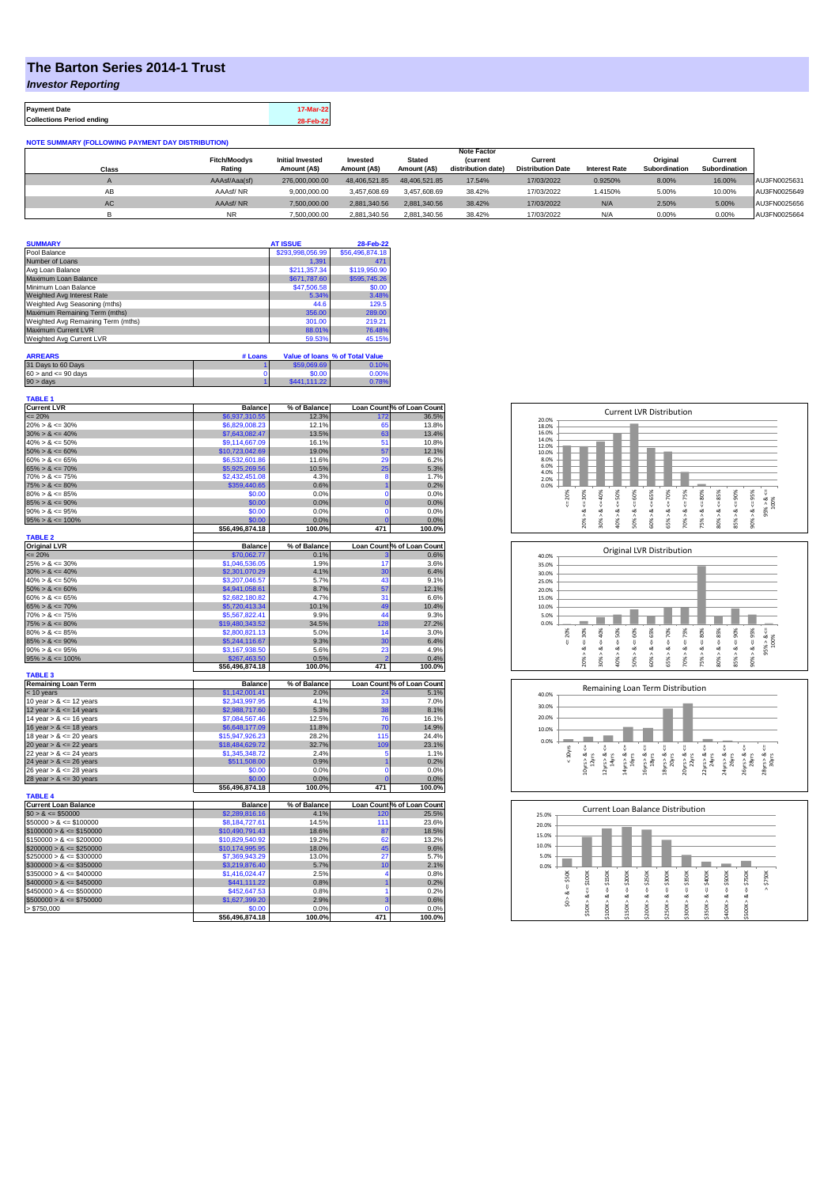# The Barton Series 2014-1 Trust

***Investor Reporting***

| Payment Date | 17-Mar-22 |
|---|---|
| Collections Period ending | 28-Feb-22 |

**NOTE SUMMARY (FOLLOWING PAYMENT DAY DISTRIBUTION)**

| Class | Fitch/Moodys Rating | Initial Invested Amount (A$) | Invested Amount (A$) | Stated Amount (A$) | Note Factor (current distribution date) | Current Distribution Date | Interest Rate | Original Subordination | Current Subordination | |
|---|---|---|---|---|---|---|---|---|---|---|
| A | AAAsf/Aaa(sf) | 276,000,000.00 | 48,406,521.85 | 48,406,521.85 | 17.54% | 17/03/2022 | 0.9250% | 8.00% | 16.00% | AU3FN0025631 |
| AB | AAAsf/ NR | 9,000,000.00 | 3,457,608.69 | 3,457,608.69 | 38.42% | 17/03/2022 | 1.4150% | 5.00% | 10.00% | AU3FN0025649 |
| AC | AAAsf/ NR | 7,500,000.00 | 2,881,340.56 | 2,881,340.56 | 38.42% | 17/03/2022 | N/A | 2.50% | 5.00% | AU3FN0025656 |
| B | NR | 7,500,000.00 | 2,881,340.56 | 2,881,340.56 | 38.42% | 17/03/2022 | N/A | 0.00% | 0.00% | AU3FN0025664 |

| SUMMARY | AT ISSUE | 28-Feb-22 |
|---|---|---|
| Pool Balance | $293,998,056.99 | $56,496,874.18 |
| Number of Loans | 1,391 | 471 |
| Avg Loan Balance | $211,357.34 | $119,950.90 |
| Maximum Loan Balance | $671,787.60 | $595,745.26 |
| Minimum Loan Balance | $47,506.58 | $0.00 |
| Weighted Avg Interest Rate | 5.34% | 3.48% |
| Weighted Avg Seasoning (mths) | 44.6 | 129.5 |
| Maximum Remaining Term (mths) | 356.00 | 289.00 |
| Weighted Avg Remaining Term (mths) | 301.00 | 219.21 |
| Maximum Current LVR | 88.01% | 76.48% |
| Weighted Avg Current LVR | 59.53% | 45.15% |

| ARREARS | # Loans | Value of loans | % of Total Value |
|---|---|---|---|
| 31 Days to 60 Days | 1 | $59,069.69 | 0.10% |
| 60 > and <= 90 days | 0 | $0.00 | 0.00% |
| 90 > days | 1 | $441,111.22 | 0.78% |

**TABLE 1**

| Current LVR | Balance | % of Balance | Loan Count | % of Loan Count |
|---|---|---|---|---|
| <= 20% | $6,937,310.55 | 12.3% | 172 | 36.5% |
| 20% > & <= 30% | $6,829,008.23 | 12.1% | 65 | 13.8% |
| 30% > & <= 40% | $7,643,082.47 | 13.5% | 63 | 13.4% |
| 40% > & <= 50% | $9,114,667.09 | 16.1% | 51 | 10.8% |
| 50% > & <= 60% | $10,723,042.69 | 19.0% | 57 | 12.1% |
| 60% > & <= 65% | $6,532,601.86 | 11.6% | 29 | 6.2% |
| 65% > & <= 70% | $5,925,269.56 | 10.5% | 25 | 5.3% |
| 70% > & <= 75% | $2,432,451.08 | 4.3% | 8 | 1.7% |
| 75% > & <= 80% | $359,440.65 | 0.6% | 1 | 0.2% |
| 80% > & <= 85% | $0.00 | 0.0% | 0 | 0.0% |
| 85% > & <= 90% | $0.00 | 0.0% | 0 | 0.0% |
| 90% > & <= 95% | $0.00 | 0.0% | 0 | 0.0% |
| 95% > & <= 100% | $0.00 | 0.0% | 0 | 0.0% |
| | $56,496,874.18 | 100.0% | 471 | 100.0% |

**TABLE 2**

| Original LVR | Balance | % of Balance | Loan Count | % of Loan Count |
|---|---|---|---|---|
| <= 20% | $70,062.77 | 0.1% | 3 | 0.6% |
| 25% > & <= 30% | $1,046,536.05 | 1.9% | 17 | 3.6% |
| 30% > & <= 40% | $2,301,070.29 | 4.1% | 30 | 6.4% |
| 40% > & <= 50% | $3,207,046.57 | 5.7% | 43 | 9.1% |
| 50% > & <= 60% | $4,941,058.61 | 8.7% | 57 | 12.1% |
| 60% > & <= 65% | $2,682,180.82 | 4.7% | 31 | 6.6% |
| 65% > & <= 70% | $5,720,413.34 | 10.1% | 49 | 10.4% |
| 70% > & <= 75% | $5,567,822.41 | 9.9% | 44 | 9.3% |
| 75% > & <= 80% | $19,480,343.52 | 34.5% | 128 | 27.2% |
| 80% > & <= 85% | $2,800,821.13 | 5.0% | 14 | 3.0% |
| 85% > & <= 90% | $5,244,116.67 | 9.3% | 30 | 6.4% |
| 90% > & <= 95% | $3,167,938.50 | 5.6% | 23 | 4.9% |
| 95% > & <= 100% | $267,463.50 | 0.5% | 2 | 0.4% |
| | $56,496,874.18 | 100.0% | 471 | 100.0% |

**TABLE 3**

| Remaining Loan Term | Balance | % of Balance | Loan Count | % of Loan Count |
|---|---|---|---|---|
| < 10 years | $1,142,001.41 | 2.0% | 24 | 5.1% |
| 10 year > & <= 12 years | $2,343,997.95 | 4.1% | 33 | 7.0% |
| 12 year > & <= 14 years | $2,988,717.60 | 5.3% | 38 | 8.1% |
| 14 year > & <= 16 years | $7,084,567.46 | 12.5% | 76 | 16.1% |
| 16 year > & <= 18 years | $6,648,177.09 | 11.8% | 70 | 14.9% |
| 18 year > & <= 20 years | $15,947,926.23 | 28.2% | 115 | 24.4% |
| 20 year > & <= 22 years | $18,484,629.72 | 32.7% | 109 | 23.1% |
| 22 year > & <= 24 years | $1,345,348.72 | 2.4% | 5 | 1.1% |
| 24 year > & <= 26 years | $511,508.00 | 0.9% | 1 | 0.2% |
| 26 year > & <= 28 years | $0.00 | 0.0% | 0 | 0.0% |
| 28 year > & <= 30 years | $0.00 | 0.0% | 0 | 0.0% |
| | $56,496,874.18 | 100.0% | 471 | 100.0% |

**TABLE 4**

| Current Loan Balance | Balance | % of Balance | Loan Count | % of Loan Count |
|---|---|---|---|---|
| $0 > & <= $50000 | $2,289,816.16 | 4.1% | 120 | 25.5% |
| $50000 > & <= $100000 | $8,184,727.61 | 14.5% | 111 | 23.6% |
| $100000 > & <= $150000 | $10,490,791.43 | 18.6% | 87 | 18.5% |
| $150000 > & <= $200000 | $10,829,540.92 | 19.2% | 62 | 13.2% |
| $200000 > & <= $250000 | $10,174,995.95 | 18.0% | 45 | 9.6% |
| $250000 > & <= $300000 | $7,369,943.29 | 13.0% | 27 | 5.7% |
| $300000 > & <= $350000 | $3,219,876.40 | 5.7% | 10 | 2.1% |
| $350000 > & <= $400000 | $1,416,024.47 | 2.5% | 4 | 0.8% |
| $400000 > & <= $450000 | $441,111.22 | 0.8% | 1 | 0.2% |
| $450000 > & <= $500000 | $452,647.53 | 0.8% | 1 | 0.2% |
| $500000 > & <= $750000 | $1,627,399.20 | 2.9% | 3 | 0.6% |
| > $750,000 | $0.00 | 0.0% | 0 | 0.0% |
| | $56,496,874.18 | 100.0% | 471 | 100.0% |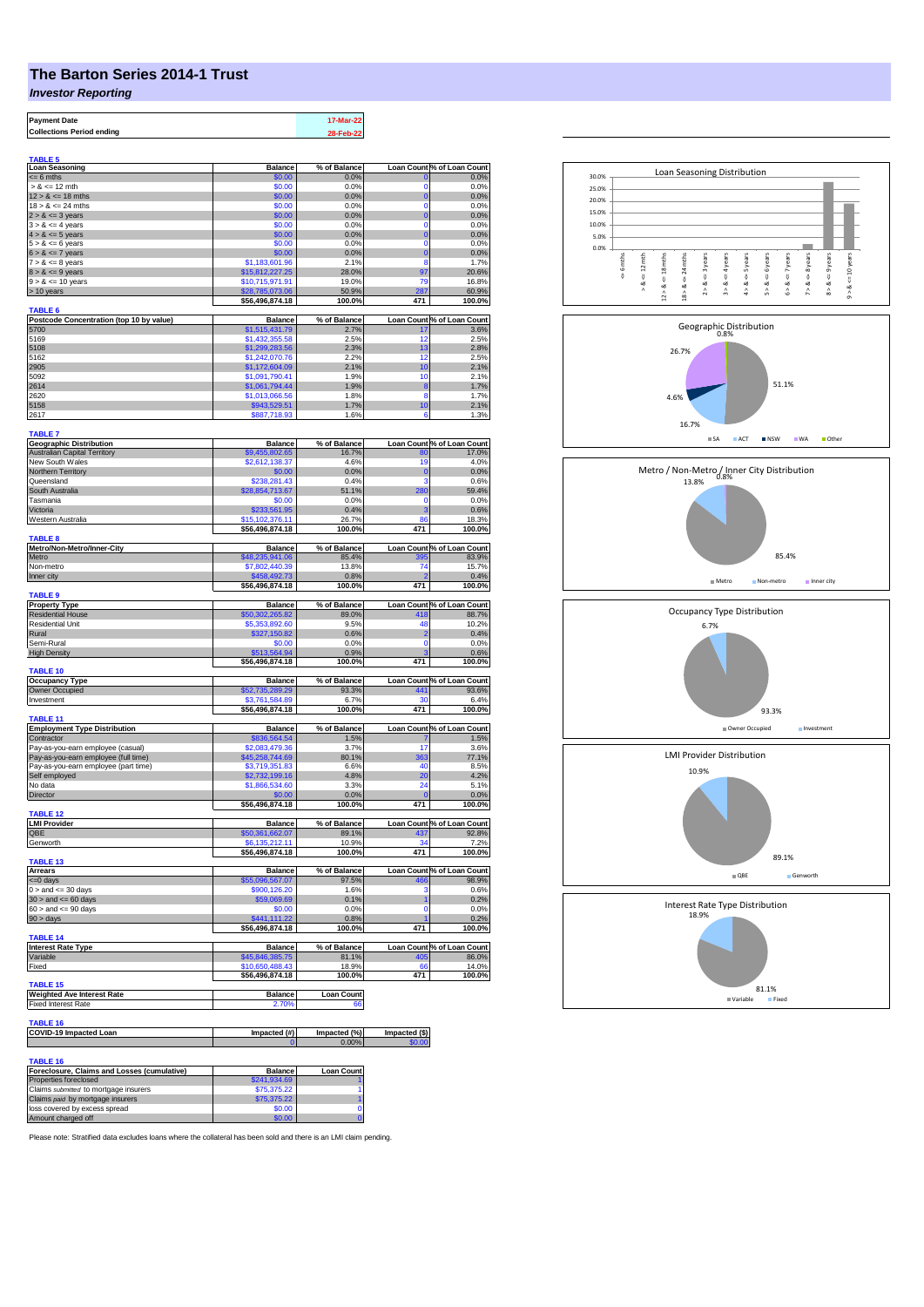# The Barton Series 2014-1 Trust

***Investor Reporting***

| | |
|---|---|
| **Payment Date** | 17-Mar-22 |
| **Collections Period ending** | 28-Feb-22 |

**TABLE 5**

| Loan Seasoning | Balance | % of Balance | Loan Count | % of Loan Count |
|---|---|---|---|---|
| <= 6 mths | $0.00 | 0.0% | 0 | 0.0% |
| > & <= 12 mth | $0.00 | 0.0% | 0 | 0.0% |
| 12 > & <= 18 mths | $0.00 | 0.0% | 0 | 0.0% |
| 18 > & <= 24 mths | $0.00 | 0.0% | 0 | 0.0% |
| 2 > & <= 3 years | $0.00 | 0.0% | 0 | 0.0% |
| 3 > & <= 4 years | $0.00 | 0.0% | 0 | 0.0% |
| 4 > & <= 5 years | $0.00 | 0.0% | 0 | 0.0% |
| 5 > & <= 6 years | $0.00 | 0.0% | 0 | 0.0% |
| 6 > & <= 7 years | $0.00 | 0.0% | 0 | 0.0% |
| 7 > & <= 8 years | $1,183,601.96 | 2.1% | 8 | 1.7% |
| 8 > & <= 9 years | $15,812,227.25 | 28.0% | 97 | 20.6% |
| 9 > & <= 10 years | $10,715,971.91 | 19.0% | 79 | 16.8% |
| > 10 years | $28,785,073.06 | 50.9% | 287 | 60.9% |
| | $56,496,874.18 | 100.0% | 471 | 100.0% |

**TABLE 6**

| Postcode Concentration (top 10 by value) | Balance | % of Balance | Loan Count | % of Loan Count |
|---|---|---|---|---|
| 5700 | $1,515,431.79 | 2.7% | 17 | 3.6% |
| 5169 | $1,432,355.58 | 2.5% | 12 | 2.5% |
| 5108 | $1,299,283.56 | 2.3% | 13 | 2.8% |
| 5162 | $1,242,070.76 | 2.2% | 12 | 2.5% |
| 2905 | $1,172,604.09 | 2.1% | 10 | 2.1% |
| 5092 | $1,091,790.41 | 1.9% | 10 | 2.1% |
| 2614 | $1,061,794.44 | 1.9% | 8 | 1.7% |
| 2620 | $1,013,066.56 | 1.8% | 8 | 1.7% |
| 5158 | $943,529.51 | 1.7% | 10 | 2.1% |
| 2617 | $887,718.93 | 1.6% | 6 | 1.3% |

**TABLE 7**

| Geographic Distribution | Balance | % of Balance | Loan Count | % of Loan Count |
|---|---|---|---|---|
| Australian Capital Territory | $9,455,802.65 | 16.7% | 80 | 17.0% |
| New South Wales | $2,612,138.37 | 4.6% | 19 | 4.0% |
| Northern Territory | $0.00 | 0.0% | 0 | 0.0% |
| Queensland | $238,281.43 | 0.4% | 3 | 0.6% |
| South Australia | $28,854,713.67 | 51.1% | 280 | 59.4% |
| Tasmania | $0.00 | 0.0% | 0 | 0.0% |
| Victoria | $233,561.95 | 0.4% | 3 | 0.6% |
| Western Australia | $15,102,376.11 | 26.7% | 86 | 18.3% |
| | $56,496,874.18 | 100.0% | 471 | 100.0% |

**TABLE 8**

| Metro/Non-Metro/Inner-City | Balance | % of Balance | Loan Count | % of Loan Count |
|---|---|---|---|---|
| Metro | $48,235,941.06 | 85.4% | 395 | 83.9% |
| Non-metro | $7,802,440.39 | 13.8% | 74 | 15.7% |
| Inner city | $458,492.73 | 0.8% | 2 | 0.4% |
| | $56,496,874.18 | 100.0% | 471 | 100.0% |

**TABLE 9**

| Property Type | Balance | % of Balance | Loan Count | % of Loan Count |
|---|---|---|---|---|
| Residential House | $50,302,265.82 | 89.0% | 418 | 88.7% |
| Residential Unit | $5,353,892.60 | 9.5% | 48 | 10.2% |
| Rural | $327,150.82 | 0.6% | 2 | 0.4% |
| Semi-Rural | $0.00 | 0.0% | 0 | 0.0% |
| High Density | $513,564.94 | 0.9% | 3 | 0.6% |
| | $56,496,874.18 | 100.0% | 471 | 100.0% |

**TABLE 10**

| Occupancy Type | Balance | % of Balance | Loan Count | % of Loan Count |
|---|---|---|---|---|
| Owner Occupied | $52,735,289.29 | 93.3% | 441 | 93.6% |
| Investment | $3,761,584.89 | 6.7% | 30 | 6.4% |
| | $56,496,874.18 | 100.0% | 471 | 100.0% |

**TABLE 11**

| Employment Type Distribution | Balance | % of Balance | Loan Count | % of Loan Count |
|---|---|---|---|---|
| Contractor | $836,564.54 | 1.5% | 7 | 1.5% |
| Pay-as-you-earn employee (casual) | $2,083,479.36 | 3.7% | 17 | 3.6% |
| Pay-as-you-earn employee (full time) | $45,258,744.69 | 80.1% | 363 | 77.1% |
| Pay-as-you-earn employee (part time) | $3,719,351.83 | 6.6% | 40 | 8.5% |
| Self employed | $2,732,199.16 | 4.8% | 20 | 4.2% |
| No data | $1,866,534.60 | 3.3% | 24 | 5.1% |
| Director | $0.00 | 0.0% | 0 | 0.0% |
| | $56,496,874.18 | 100.0% | 471 | 100.0% |

**TABLE 12**

| LMI Provider | Balance | % of Balance | Loan Count | % of Loan Count |
|---|---|---|---|---|
| QBE | $50,361,662.07 | 89.1% | 437 | 92.8% |
| Genworth | $6,135,212.11 | 10.9% | 34 | 7.2% |
| | $56,496,874.18 | 100.0% | 471 | 100.0% |

**TABLE 13**

| Arrears | Balance | % of Balance | Loan Count | % of Loan Count |
|---|---|---|---|---|
| <=0 days | $55,096,567.07 | 97.5% | 466 | 98.9% |
| 0 > and <= 30 days | $900,126.20 | 1.6% | 3 | 0.6% |
| 30 > and <= 60 days | $59,069.69 | 0.1% | 1 | 0.2% |
| 60 > and <= 90 days | $0.00 | 0.0% | 0 | 0.0% |
| 90 > days | $441,111.22 | 0.8% | 1 | 0.2% |
| | $56,496,874.18 | 100.0% | 471 | 100.0% |

**TABLE 14**

| Interest Rate Type | Balance | % of Balance | Loan Count | % of Loan Count |
|---|---|---|---|---|
| Variable | $45,846,385.75 | 81.1% | 405 | 86.0% |
| Fixed | $10,650,488.43 | 18.9% | 66 | 14.0% |
| | $56,496,874.18 | 100.0% | 471 | 100.0% |

**TABLE 15**

| Weighted Ave Interest Rate | Balance | Loan Count |
|---|---|---|
| Fixed Interest Rate | 2.70% | 66 |

**TABLE 16**

| COVID-19 Impacted Loan | Impacted (#) | Impacted (%) | Impacted ($) |
|---|---|---|---|
| | 0 | 0.00% | $0.00 |

**TABLE 16**

| Foreclosure, Claims and Losses (cumulative) | Balance | Loan Count |
|---|---|---|
| Properties foreclosed | $241,934.69 | 1 |
| Claims *submitted* to mortgage insurers | $75,375.22 | 1 |
| Claims *paid* by mortgage insurers | $75,375.22 | 1 |
| loss covered by excess spread | $0.00 | 0 |
| Amount charged off | $0.00 | 0 |

Please note: Stratified data excludes loans where the collateral has been sold and there is an LMI claim pending.

Loan Seasoning Distribution
30.0%
25.0%
20.0%
15.0%
10.0%
5.0%
0.0%
<= 6 mths
> & <= 12 mth
12 > & <= 18 mths
18 > & <= 24 mths
2 > & <= 3 years
3 > & <= 4 years
4 > & <= 5 years
5 > & <= 6 years
6 > & <= 7 years
7 > & <= 8 years
8 > & <= 9 years
9 > & <= 10 years

Geographic Distribution
0.8%
26.7%
51.1%
4.6%
16.7%
SA ACT NSW WA Other

Metro / Non-Metro / Inner City Distribution
0.8%
13.8%
85.4%
Metro Non-metro Inner city

Occupancy Type Distribution
6.7%
93.3%
Owner Occupied Investment

LMI Provider Distribution
10.9%
89.1%
QBE Genworth

Interest Rate Type Distribution
18.9%
81.1%
Variable Fixed